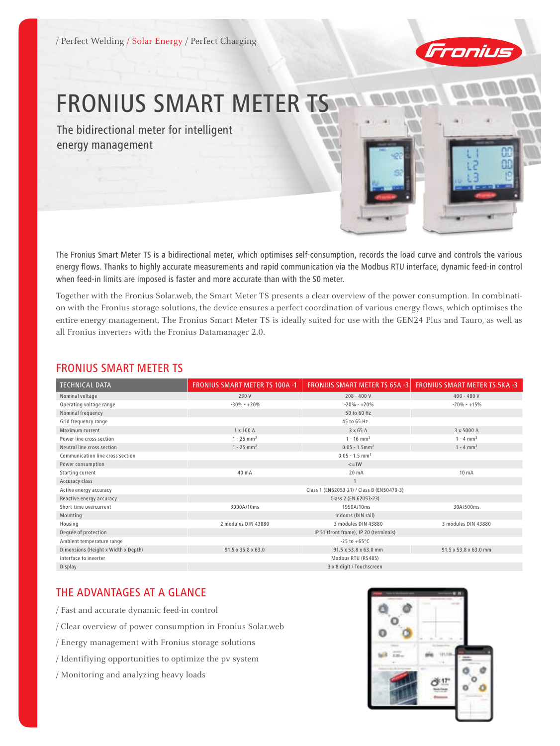/ Perfect Welding / Solar Energy / Perfect Charging

# FRONIUS SMART METER TS

The bidirectional meter for intelligent energy management

The Fronius Smart Meter TS is a bidirectional meter, which optimises self-consumption, records the load curve and controls the various energy flows. Thanks to highly accurate measurements and rapid communication via the Modbus RTU interface, dynamic feed-in control when feed-in limits are imposed is faster and more accurate than with the S0 meter.

Together with the Fronius Solar.web, the Smart Meter TS presents a clear overview of the power consumption. In combination with the Fronius storage solutions, the device ensures a perfect coordination of various energy flows, which optimises the entire energy management. The Fronius Smart Meter TS is ideally suited for use with the GEN24 Plus and Tauro, as well as all Fronius inverters with the Fronius Datamanager 2.0.

## FRONIUS SMART METER TS

| TECHNICAL DATA | FRONIUS SMART METER TS 100A -1 | FRONIUS SMART METER TS 65A -3 | FRONIUS SMART METER TS 5KA -3 |
|---|---|---|---|
| Nominal voltage | 230 V | 208 - 400 V | 400 - 480 V |
| Operating voltage range | -30% - +20% | -20% - +20% | -20% - +15% |
| Nominal frequency | | 50 to 60 Hz | |
| Grid frequency range | | 45 to 65 Hz | |
| Maximum current | 1 x 100 A | 3 x 65 A | 3 x 5000 A |
| Power line cross section | 1 - 25 mm² | 1 - 16 mm² | 1 - 4 mm² |
| Neutral line cross section | 1 - 25 mm² | 0.05 - 1.5mm² | 1 - 4 mm² |
| Communication line cross section | | 0.05 - 1.5 mm² | |
| Power consumption | | <=1W | |
| Starting current | 40 mA | 20 mA | 10 mA |
| Accuracy class | | 1 | |
| Active energy accuracy | | Class 1 (EN62053-21) / Class B (EN50470-3) | |
| Reactive energy accuracy | | Class 2 (EN 62053-23) | |
| Short-time overcurrent | 3000A/10ms | 1950A/10ms | 30A/500ms |
| Mounting | | Indoors (DIN rail) | |
| Housing | 2 modules DIN 43880 | 3 modules DIN 43880 | 3 modules DIN 43880 |
| Degree of protection | | IP 51 (front frame), IP 20 (terminals) | |
| Ambient temperature range | | -25 to +65°C | |
| Dimensions (Height x Width x Depth) | 91.5 x 35.8 x 63.0 | 91.5 x 53.8 x 63.0 mm | 91.5 x 53.8 x 63.0 mm |
| Interface to inverter | | Modbus RTU (RS485) | |
| Display | | 3 x 8 digit / Touchscreen | |

## THE ADVANTAGES AT A GLANCE

/ Fast and accurate dynamic feed-in control

/ Clear overview of power consumption in Fronius Solar.web

/ Energy management with Fronius storage solutions

/ Identifiying opportunities to optimize the pv system

/ Monitoring and analyzing heavy loads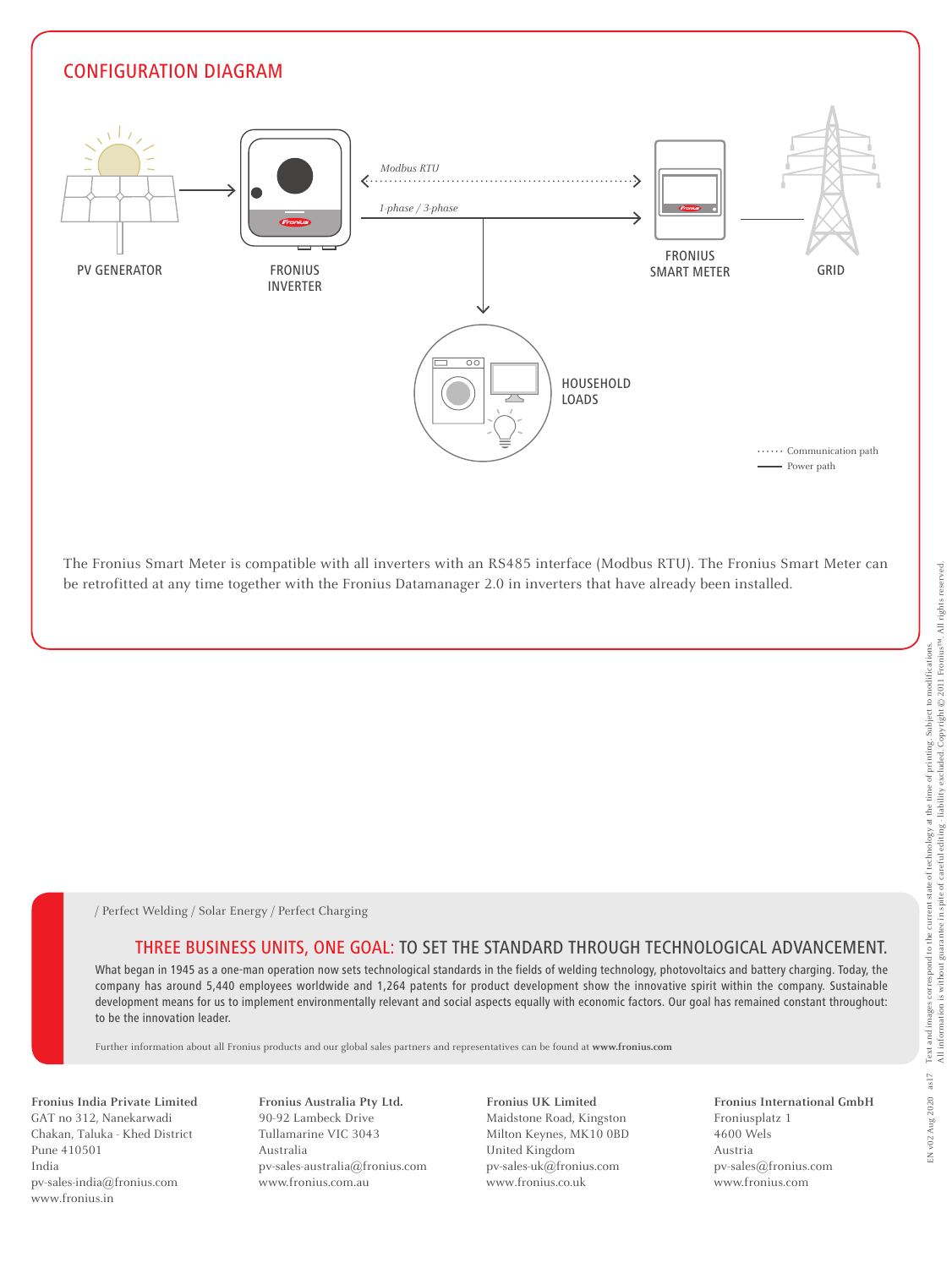## CONFIGURATION DIAGRAM

Modbus RTU

1-phase / 3-phase

PV GENERATOR

FRONIUS INVERTER

FRONIUS SMART METER

GRID

HOUSEHOLD LOADS

Communication path

Power path

The Fronius Smart Meter is compatible with all inverters with an RS485 interface (Modbus RTU). The Fronius Smart Meter can be retrofitted at any time together with the Fronius Datamanager 2.0 in inverters that have already been installed.

/ Perfect Welding / Solar Energy / Perfect Charging

## THREE BUSINESS UNITS, ONE GOAL: TO SET THE STANDARD THROUGH TECHNOLOGICAL ADVANCEMENT.

What began in 1945 as a one-man operation now sets technological standards in the fields of welding technology, photovoltaics and battery charging. Today, the company has around 5,440 employees worldwide and 1,264 patents for product development show the innovative spirit within the company. Sustainable development means for us to implement environmentally relevant and social aspects equally with economic factors. Our goal has remained constant throughout: to be the innovation leader.

Further information about all Fronius products and our global sales partners and representatives can be found at **www.fronius.com**

**Fronius India Private Limited**
GAT no 312, Nanekarwadi
Chakan, Taluka - Khed District
Pune 410501
India
pv-sales-india@fronius.com
www.fronius.in

**Fronius Australia Pty Ltd.**
90-92 Lambeck Drive
Tullamarine VIC 3043
Australia
pv-sales-australia@fronius.com
www.fronius.com.au

**Fronius UK Limited**
Maidstone Road, Kingston
Milton Keynes, MK10 0BD
United Kingdom
pv-sales-uk@fronius.com
www.fronius.co.uk

**Fronius International GmbH**
Froniusplatz 1
4600 Wels
Austria
pv-sales@fronius.com
www.fronius.com

EN v02 Aug 2020 as17 Text and images correspond to the current state of technology at the time of printing. Subject to modifications.
All information is without guarantee in spite of careful editing - liability excluded. Copyright © 2011 Fronius™. All rights reserved.